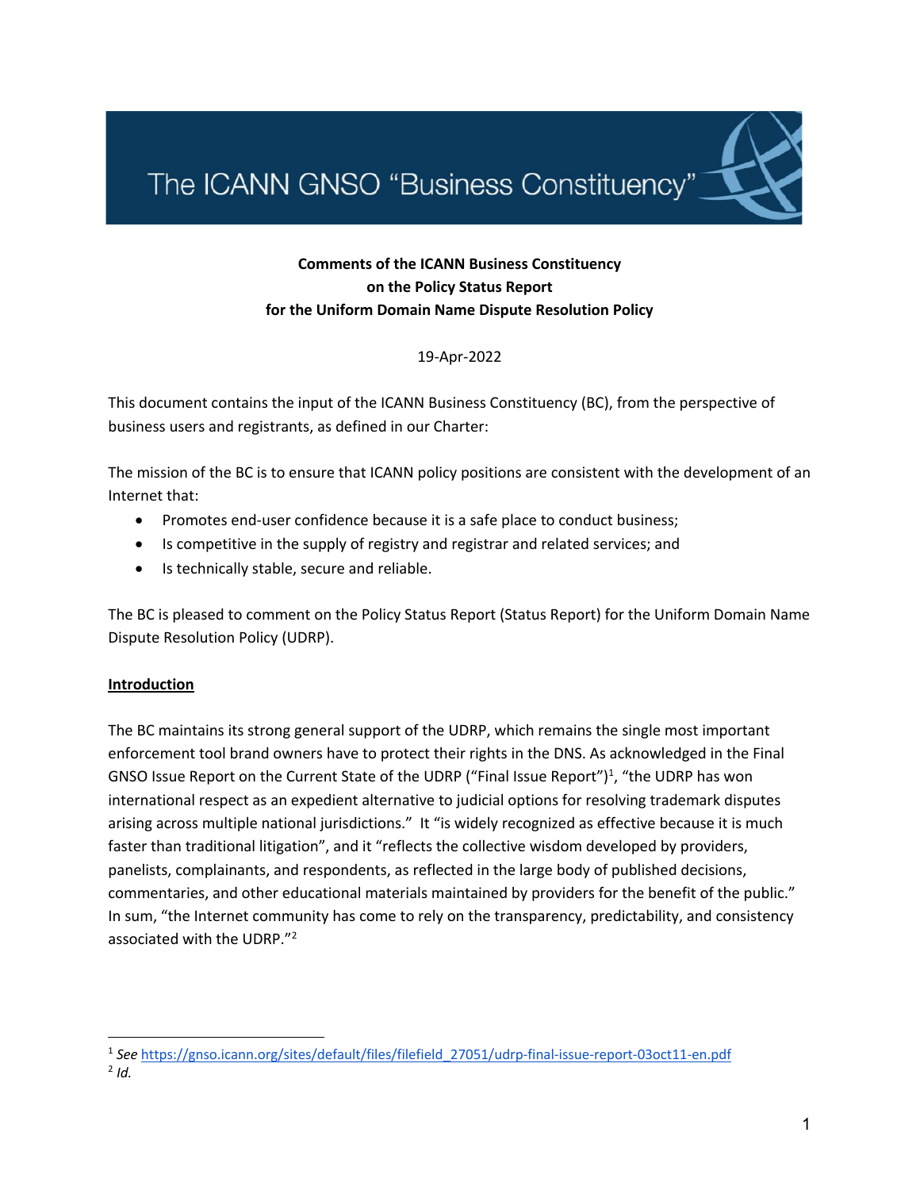# The ICANN GNSO "Business Constituency"

**Comments of the ICANN Business Constituency**
**on the Policy Status Report**
**for the Uniform Domain Name Dispute Resolution Policy**

19-Apr-2022

This document contains the input of the ICANN Business Constituency (BC), from the perspective of business users and registrants, as defined in our Charter:

The mission of the BC is to ensure that ICANN policy positions are consistent with the development of an Internet that:

- Promotes end-user confidence because it is a safe place to conduct business;
- Is competitive in the supply of registry and registrar and related services; and
- Is technically stable, secure and reliable.

The BC is pleased to comment on the Policy Status Report (Status Report) for the Uniform Domain Name Dispute Resolution Policy (UDRP).

## Introduction

The BC maintains its strong general support of the UDRP, which remains the single most important enforcement tool brand owners have to protect their rights in the DNS. As acknowledged in the Final GNSO Issue Report on the Current State of the UDRP ("Final Issue Report")[1], "the UDRP has won international respect as an expedient alternative to judicial options for resolving trademark disputes arising across multiple national jurisdictions." It "is widely recognized as effective because it is much faster than traditional litigation", and it "reflects the collective wisdom developed by providers, panelists, complainants, and respondents, as reflected in the large body of published decisions, commentaries, and other educational materials maintained by providers for the benefit of the public." In sum, "the Internet community has come to rely on the transparency, predictability, and consistency associated with the UDRP."[2]

---

[1] *See* https://gnso.icann.org/sites/default/files/filefield_27051/udrp-final-issue-report-03oct11-en.pdf

[2] *Id.*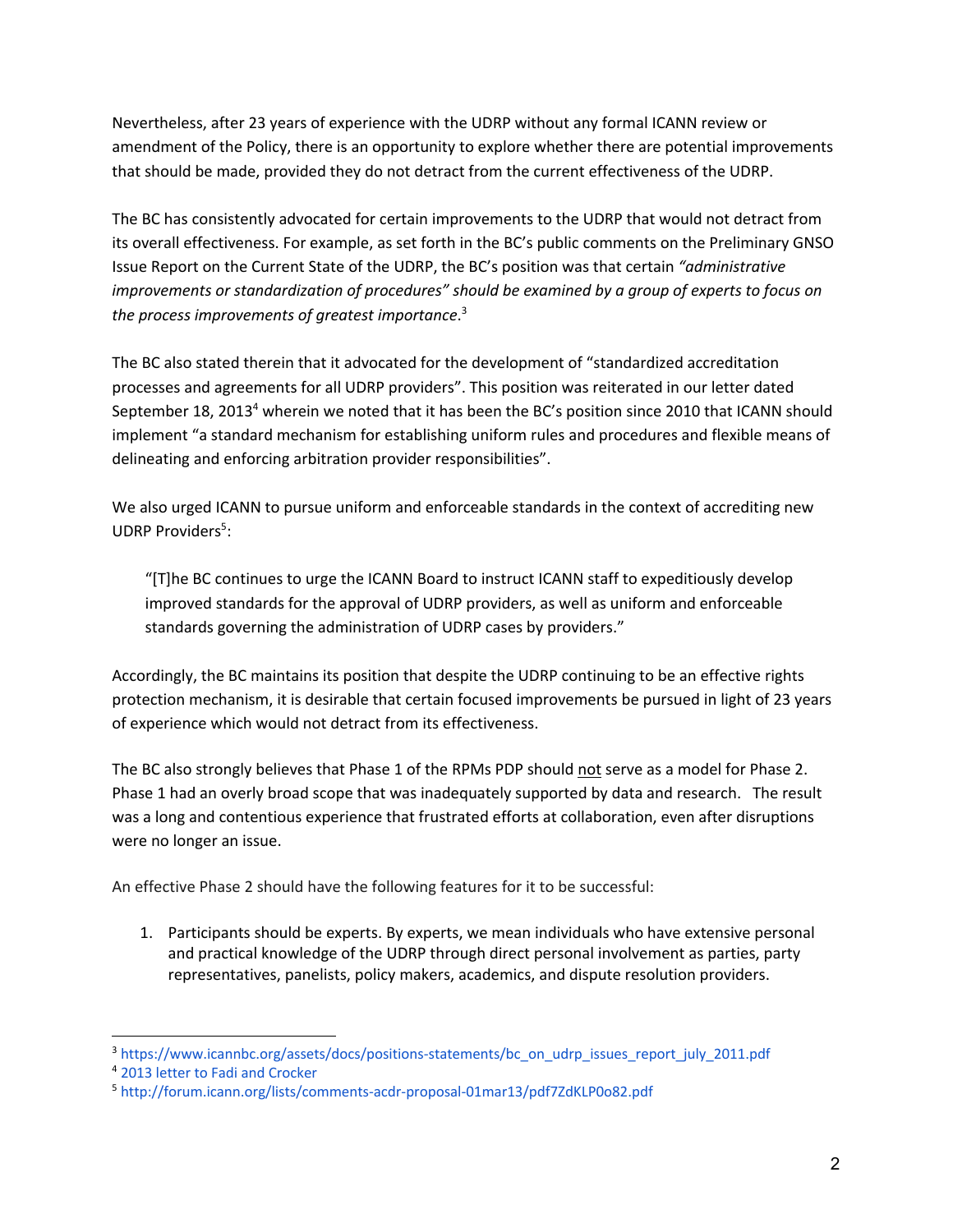Nevertheless, after 23 years of experience with the UDRP without any formal ICANN review or amendment of the Policy, there is an opportunity to explore whether there are potential improvements that should be made, provided they do not detract from the current effectiveness of the UDRP.

The BC has consistently advocated for certain improvements to the UDRP that would not detract from its overall effectiveness. For example, as set forth in the BC's public comments on the Preliminary GNSO Issue Report on the Current State of the UDRP, the BC's position was that certain *"administrative improvements or standardization of procedures" should be examined by a group of experts to focus on the process improvements of greatest importance*.[3]

The BC also stated therein that it advocated for the development of "standardized accreditation processes and agreements for all UDRP providers". This position was reiterated in our letter dated September 18, 2013[4] wherein we noted that it has been the BC's position since 2010 that ICANN should implement "a standard mechanism for establishing uniform rules and procedures and flexible means of delineating and enforcing arbitration provider responsibilities".

We also urged ICANN to pursue uniform and enforceable standards in the context of accrediting new UDRP Providers[5]:

> "[T]he BC continues to urge the ICANN Board to instruct ICANN staff to expeditiously develop improved standards for the approval of UDRP providers, as well as uniform and enforceable standards governing the administration of UDRP cases by providers."

Accordingly, the BC maintains its position that despite the UDRP continuing to be an effective rights protection mechanism, it is desirable that certain focused improvements be pursued in light of 23 years of experience which would not detract from its effectiveness.

The BC also strongly believes that Phase 1 of the RPMs PDP should <u>not</u> serve as a model for Phase 2. Phase 1 had an overly broad scope that was inadequately supported by data and research. The result was a long and contentious experience that frustrated efforts at collaboration, even after disruptions were no longer an issue.

An effective Phase 2 should have the following features for it to be successful:

1. Participants should be experts. By experts, we mean individuals who have extensive personal and practical knowledge of the UDRP through direct personal involvement as parties, party representatives, panelists, policy makers, academics, and dispute resolution providers.

---

[3] https://www.icannbc.org/assets/docs/positions-statements/bc_on_udrp_issues_report_july_2011.pdf

[4] 2013 letter to Fadi and Crocker

[5] http://forum.icann.org/lists/comments-acdr-proposal-01mar13/pdf7ZdKLP0o82.pdf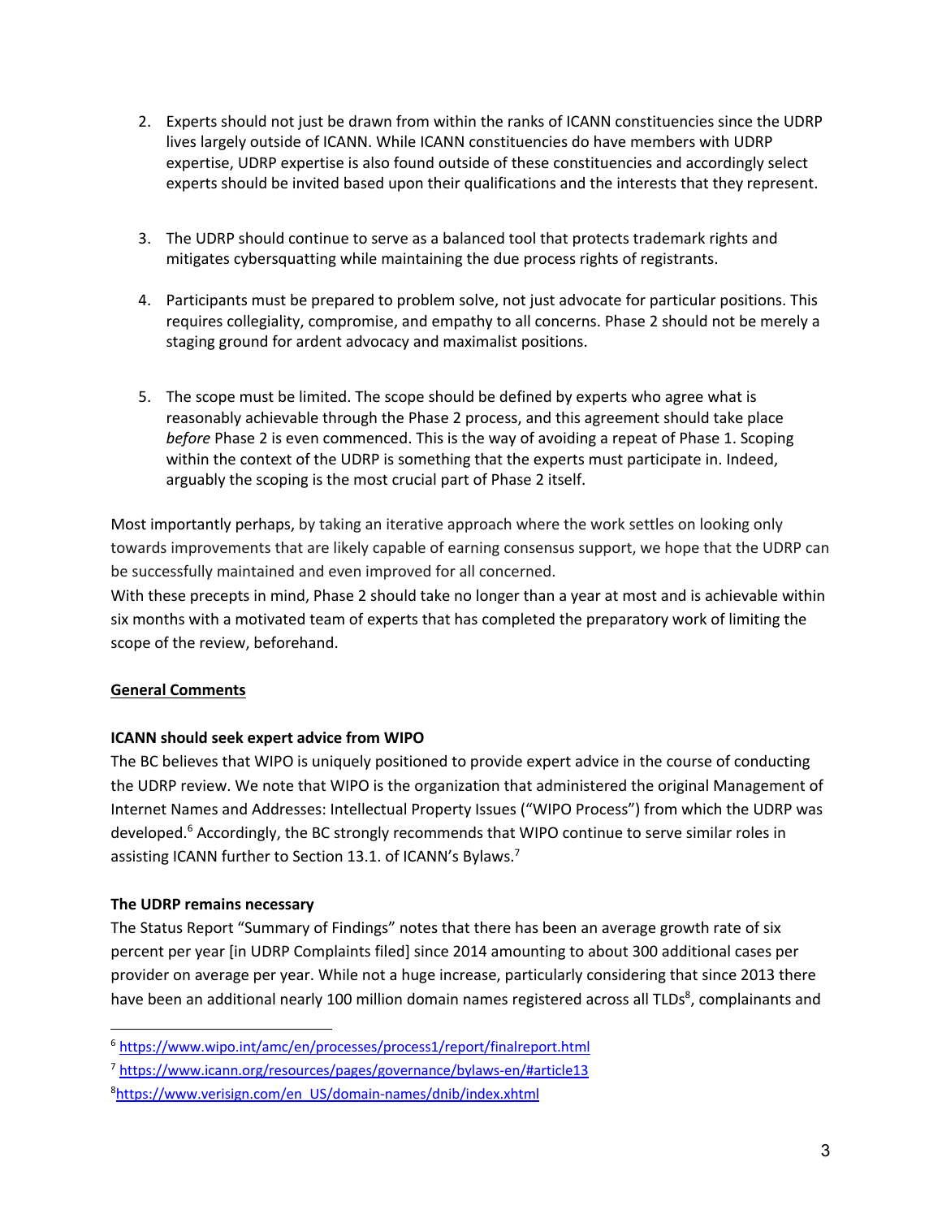2. Experts should not just be drawn from within the ranks of ICANN constituencies since the UDRP lives largely outside of ICANN. While ICANN constituencies do have members with UDRP expertise, UDRP expertise is also found outside of these constituencies and accordingly select experts should be invited based upon their qualifications and the interests that they represent.

3. The UDRP should continue to serve as a balanced tool that protects trademark rights and mitigates cybersquatting while maintaining the due process rights of registrants.

4. Participants must be prepared to problem solve, not just advocate for particular positions. This requires collegiality, compromise, and empathy to all concerns. Phase 2 should not be merely a staging ground for ardent advocacy and maximalist positions.

5. The scope must be limited. The scope should be defined by experts who agree what is reasonably achievable through the Phase 2 process, and this agreement should take place *before* Phase 2 is even commenced. This is the way of avoiding a repeat of Phase 1. Scoping within the context of the UDRP is something that the experts must participate in. Indeed, arguably the scoping is the most crucial part of Phase 2 itself.

Most importantly perhaps, by taking an iterative approach where the work settles on looking only towards improvements that are likely capable of earning consensus support, we hope that the UDRP can be successfully maintained and even improved for all concerned.

With these precepts in mind, Phase 2 should take no longer than a year at most and is achievable within six months with a motivated team of experts that has completed the preparatory work of limiting the scope of the review, beforehand.

<u>**General Comments**</u>

**ICANN should seek expert advice from WIPO**

The BC believes that WIPO is uniquely positioned to provide expert advice in the course of conducting the UDRP review. We note that WIPO is the organization that administered the original Management of Internet Names and Addresses: Intellectual Property Issues ("WIPO Process") from which the UDRP was developed.[6] Accordingly, the BC strongly recommends that WIPO continue to serve similar roles in assisting ICANN further to Section 13.1. of ICANN's Bylaws.[7]

**The UDRP remains necessary**

The Status Report "Summary of Findings" notes that there has been an average growth rate of six percent per year [in UDRP Complaints filed] since 2014 amounting to about 300 additional cases per provider on average per year. While not a huge increase, particularly considering that since 2013 there have been an additional nearly 100 million domain names registered across all TLDs[8], complainants and

[6] https://www.wipo.int/amc/en/processes/process1/report/finalreport.html

[7] https://www.icann.org/resources/pages/governance/bylaws-en/#article13

[8] https://www.verisign.com/en_US/domain-names/dnib/index.xhtml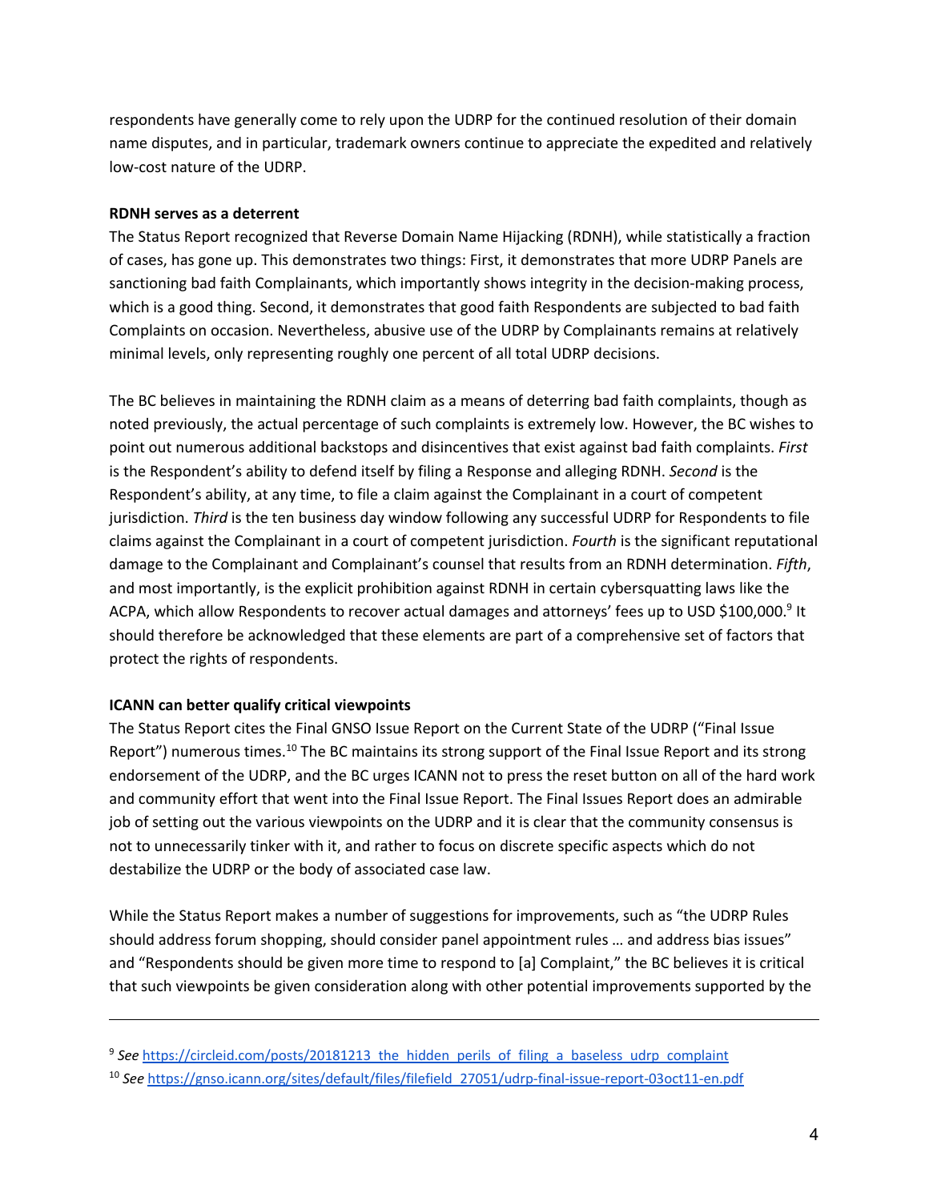respondents have generally come to rely upon the UDRP for the continued resolution of their domain name disputes, and in particular, trademark owners continue to appreciate the expedited and relatively low-cost nature of the UDRP.

**RDNH serves as a deterrent**

The Status Report recognized that Reverse Domain Name Hijacking (RDNH), while statistically a fraction of cases, has gone up. This demonstrates two things: First, it demonstrates that more UDRP Panels are sanctioning bad faith Complainants, which importantly shows integrity in the decision-making process, which is a good thing. Second, it demonstrates that good faith Respondents are subjected to bad faith Complaints on occasion. Nevertheless, abusive use of the UDRP by Complainants remains at relatively minimal levels, only representing roughly one percent of all total UDRP decisions.

The BC believes in maintaining the RDNH claim as a means of deterring bad faith complaints, though as noted previously, the actual percentage of such complaints is extremely low. However, the BC wishes to point out numerous additional backstops and disincentives that exist against bad faith complaints. *First* is the Respondent's ability to defend itself by filing a Response and alleging RDNH. *Second* is the Respondent's ability, at any time, to file a claim against the Complainant in a court of competent jurisdiction. *Third* is the ten business day window following any successful UDRP for Respondents to file claims against the Complainant in a court of competent jurisdiction. *Fourth* is the significant reputational damage to the Complainant and Complainant's counsel that results from an RDNH determination. *Fifth*, and most importantly, is the explicit prohibition against RDNH in certain cybersquatting laws like the ACPA, which allow Respondents to recover actual damages and attorneys' fees up to USD $100,000.[9] It should therefore be acknowledged that these elements are part of a comprehensive set of factors that protect the rights of respondents.

**ICANN can better qualify critical viewpoints**

The Status Report cites the Final GNSO Issue Report on the Current State of the UDRP ("Final Issue Report") numerous times.[10] The BC maintains its strong support of the Final Issue Report and its strong endorsement of the UDRP, and the BC urges ICANN not to press the reset button on all of the hard work and community effort that went into the Final Issue Report. The Final Issues Report does an admirable job of setting out the various viewpoints on the UDRP and it is clear that the community consensus is not to unnecessarily tinker with it, and rather to focus on discrete specific aspects which do not destabilize the UDRP or the body of associated case law.

While the Status Report makes a number of suggestions for improvements, such as "the UDRP Rules should address forum shopping, should consider panel appointment rules … and address bias issues" and "Respondents should be given more time to respond to [a] Complaint," the BC believes it is critical that such viewpoints be given consideration along with other potential improvements supported by the

---

[9] *See* https://circleid.com/posts/20181213_the_hidden_perils_of_filing_a_baseless_udrp_complaint

[10] *See* https://gnso.icann.org/sites/default/files/filefield_27051/udrp-final-issue-report-03oct11-en.pdf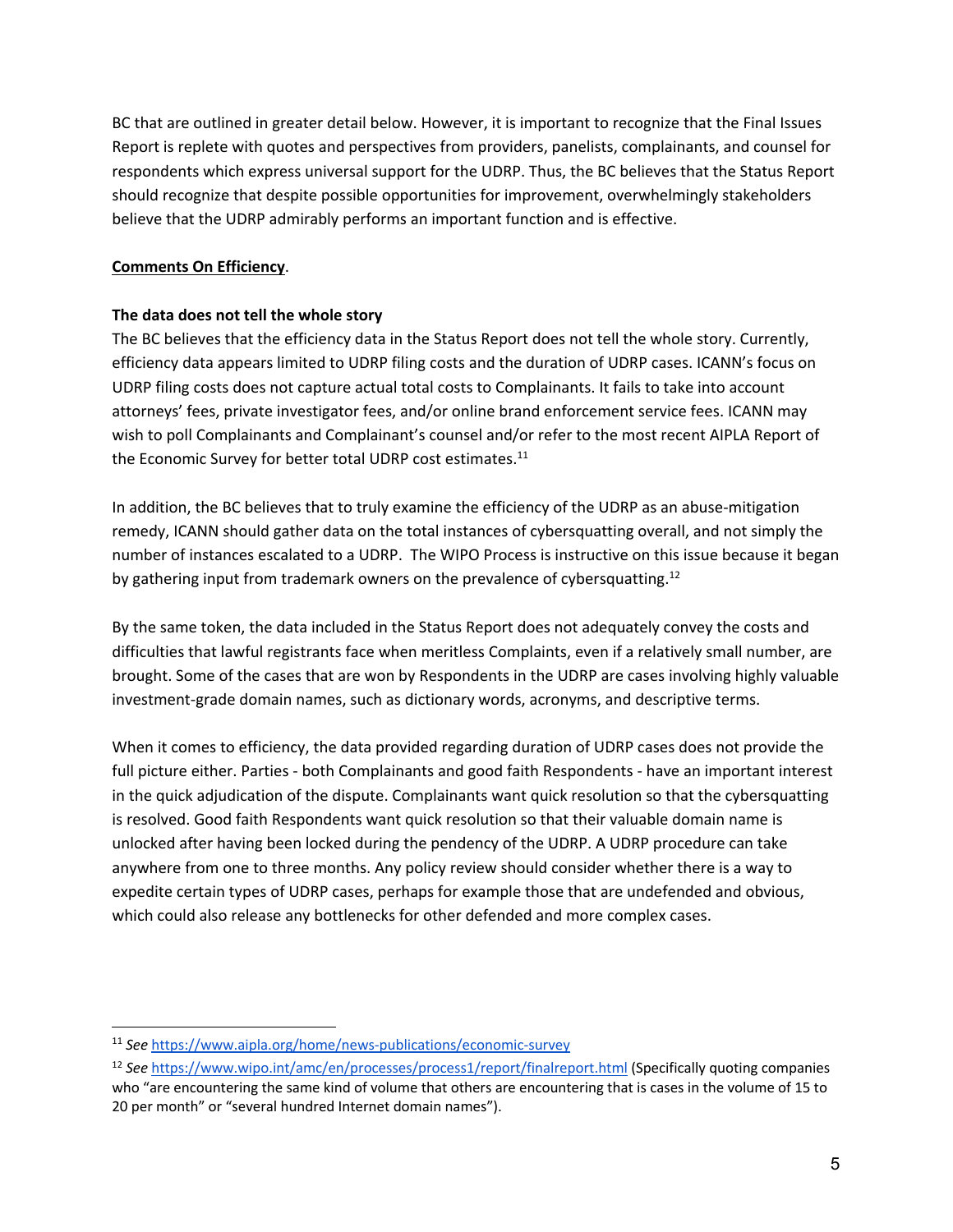BC that are outlined in greater detail below. However, it is important to recognize that the Final Issues Report is replete with quotes and perspectives from providers, panelists, complainants, and counsel for respondents which express universal support for the UDRP. Thus, the BC believes that the Status Report should recognize that despite possible opportunities for improvement, overwhelmingly stakeholders believe that the UDRP admirably performs an important function and is effective.

**Comments On Efficiency**.

**The data does not tell the whole story**

The BC believes that the efficiency data in the Status Report does not tell the whole story. Currently, efficiency data appears limited to UDRP filing costs and the duration of UDRP cases. ICANN's focus on UDRP filing costs does not capture actual total costs to Complainants. It fails to take into account attorneys' fees, private investigator fees, and/or online brand enforcement service fees. ICANN may wish to poll Complainants and Complainant's counsel and/or refer to the most recent AIPLA Report of the Economic Survey for better total UDRP cost estimates.[11]

In addition, the BC believes that to truly examine the efficiency of the UDRP as an abuse-mitigation remedy, ICANN should gather data on the total instances of cybersquatting overall, and not simply the number of instances escalated to a UDRP. The WIPO Process is instructive on this issue because it began by gathering input from trademark owners on the prevalence of cybersquatting.[12]

By the same token, the data included in the Status Report does not adequately convey the costs and difficulties that lawful registrants face when meritless Complaints, even if a relatively small number, are brought. Some of the cases that are won by Respondents in the UDRP are cases involving highly valuable investment-grade domain names, such as dictionary words, acronyms, and descriptive terms.

When it comes to efficiency, the data provided regarding duration of UDRP cases does not provide the full picture either. Parties - both Complainants and good faith Respondents - have an important interest in the quick adjudication of the dispute. Complainants want quick resolution so that the cybersquatting is resolved. Good faith Respondents want quick resolution so that their valuable domain name is unlocked after having been locked during the pendency of the UDRP. A UDRP procedure can take anywhere from one to three months. Any policy review should consider whether there is a way to expedite certain types of UDRP cases, perhaps for example those that are undefended and obvious, which could also release any bottlenecks for other defended and more complex cases.

---

[11] *See* https://www.aipla.org/home/news-publications/economic-survey

[12] *See* https://www.wipo.int/amc/en/processes/process1/report/finalreport.html (Specifically quoting companies who "are encountering the same kind of volume that others are encountering that is cases in the volume of 15 to 20 per month" or "several hundred Internet domain names").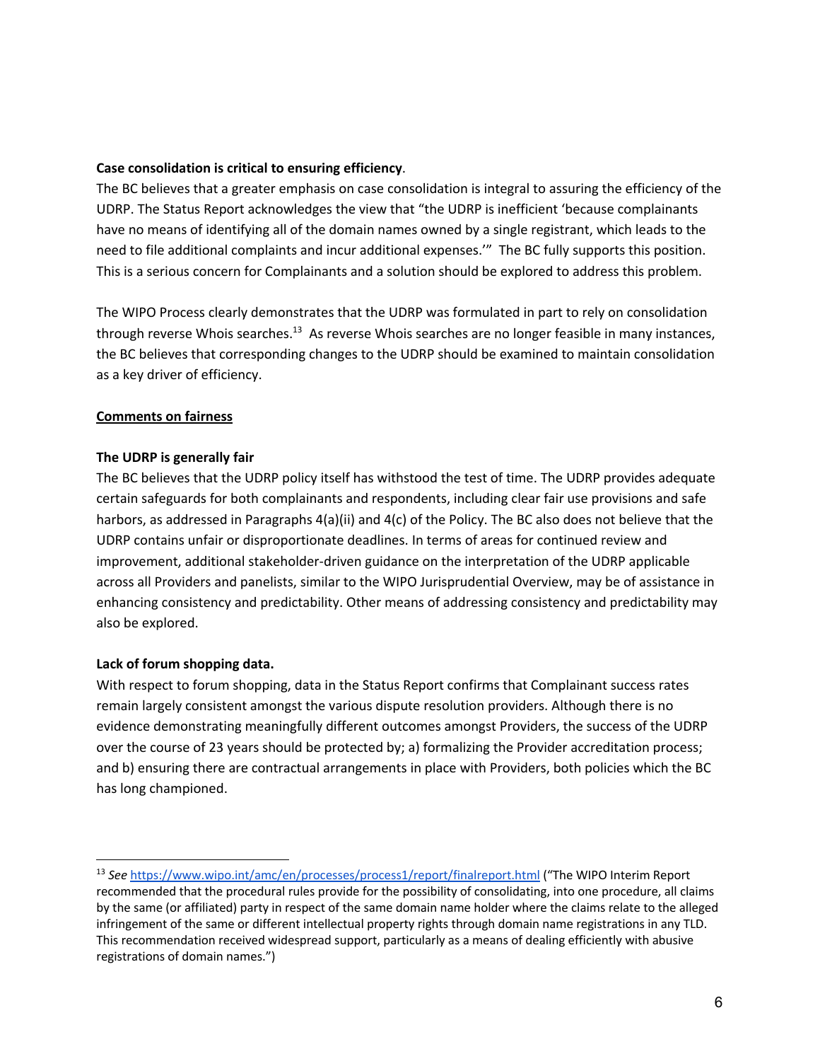**Case consolidation is critical to ensuring efficiency**.

The BC believes that a greater emphasis on case consolidation is integral to assuring the efficiency of the UDRP. The Status Report acknowledges the view that "the UDRP is inefficient 'because complainants have no means of identifying all of the domain names owned by a single registrant, which leads to the need to file additional complaints and incur additional expenses.'" The BC fully supports this position. This is a serious concern for Complainants and a solution should be explored to address this problem.

The WIPO Process clearly demonstrates that the UDRP was formulated in part to rely on consolidation through reverse Whois searches.[13] As reverse Whois searches are no longer feasible in many instances, the BC believes that corresponding changes to the UDRP should be examined to maintain consolidation as a key driver of efficiency.

<u>**Comments on fairness**</u>

**The UDRP is generally fair**

The BC believes that the UDRP policy itself has withstood the test of time. The UDRP provides adequate certain safeguards for both complainants and respondents, including clear fair use provisions and safe harbors, as addressed in Paragraphs 4(a)(ii) and 4(c) of the Policy. The BC also does not believe that the UDRP contains unfair or disproportionate deadlines. In terms of areas for continued review and improvement, additional stakeholder-driven guidance on the interpretation of the UDRP applicable across all Providers and panelists, similar to the WIPO Jurisprudential Overview, may be of assistance in enhancing consistency and predictability. Other means of addressing consistency and predictability may also be explored.

**Lack of forum shopping data.**

With respect to forum shopping, data in the Status Report confirms that Complainant success rates remain largely consistent amongst the various dispute resolution providers. Although there is no evidence demonstrating meaningfully different outcomes amongst Providers, the success of the UDRP over the course of 23 years should be protected by; a) formalizing the Provider accreditation process; and b) ensuring there are contractual arrangements in place with Providers, both policies which the BC has long championed.

---

[13] *See* [https://www.wipo.int/amc/en/processes/process1/report/finalreport.html](https://www.wipo.int/amc/en/processes/process1/report/finalreport.html) ("The WIPO Interim Report recommended that the procedural rules provide for the possibility of consolidating, into one procedure, all claims by the same (or affiliated) party in respect of the same domain name holder where the claims relate to the alleged infringement of the same or different intellectual property rights through domain name registrations in any TLD. This recommendation received widespread support, particularly as a means of dealing efficiently with abusive registrations of domain names.")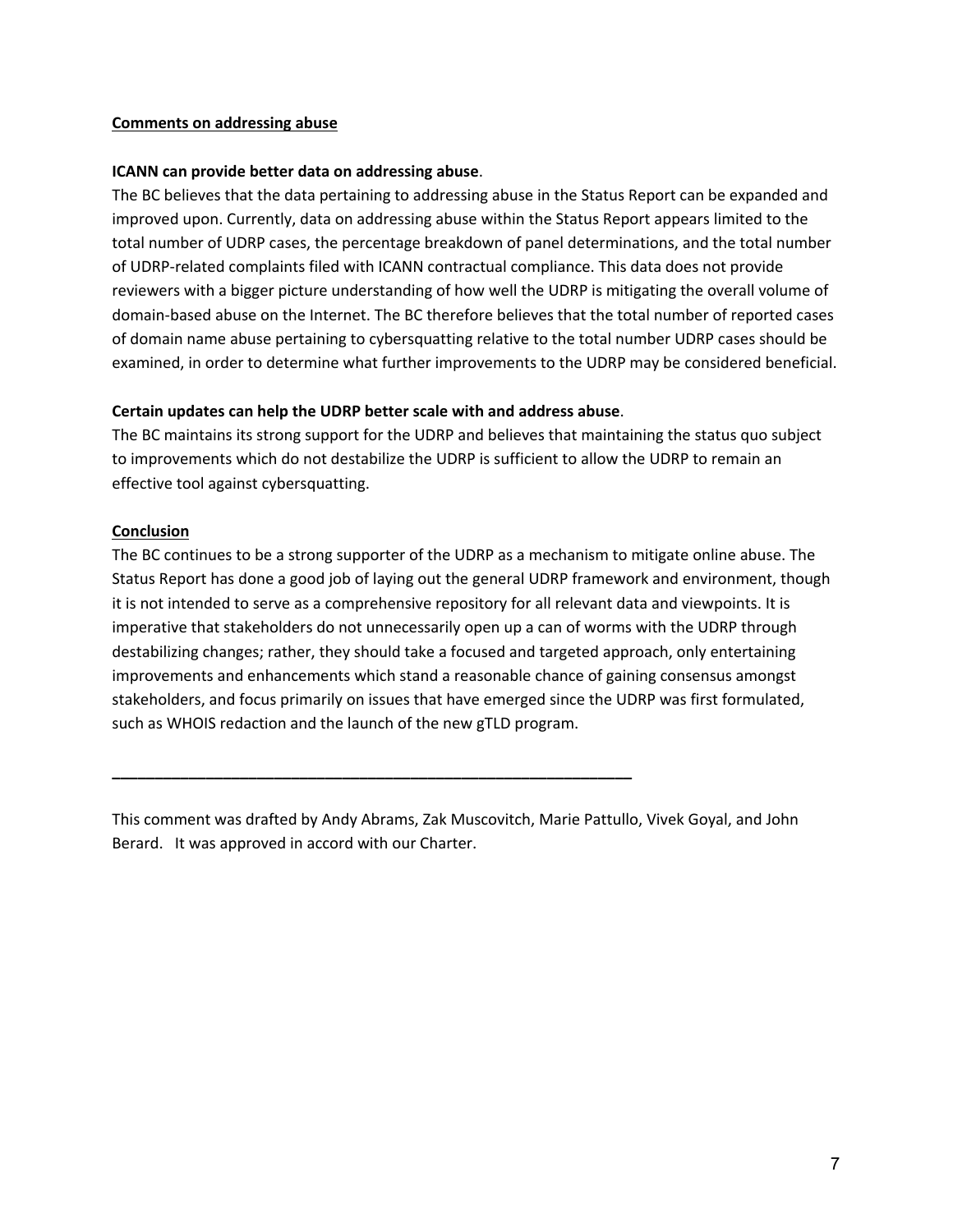## Comments on addressing abuse

**ICANN can provide better data on addressing abuse**.

The BC believes that the data pertaining to addressing abuse in the Status Report can be expanded and improved upon. Currently, data on addressing abuse within the Status Report appears limited to the total number of UDRP cases, the percentage breakdown of panel determinations, and the total number of UDRP-related complaints filed with ICANN contractual compliance. This data does not provide reviewers with a bigger picture understanding of how well the UDRP is mitigating the overall volume of domain-based abuse on the Internet. The BC therefore believes that the total number of reported cases of domain name abuse pertaining to cybersquatting relative to the total number UDRP cases should be examined, in order to determine what further improvements to the UDRP may be considered beneficial.

**Certain updates can help the UDRP better scale with and address abuse**.

The BC maintains its strong support for the UDRP and believes that maintaining the status quo subject to improvements which do not destabilize the UDRP is sufficient to allow the UDRP to remain an effective tool against cybersquatting.

## Conclusion

The BC continues to be a strong supporter of the UDRP as a mechanism to mitigate online abuse. The Status Report has done a good job of laying out the general UDRP framework and environment, though it is not intended to serve as a comprehensive repository for all relevant data and viewpoints. It is imperative that stakeholders do not unnecessarily open up a can of worms with the UDRP through destabilizing changes; rather, they should take a focused and targeted approach, only entertaining improvements and enhancements which stand a reasonable chance of gaining consensus amongst stakeholders, and focus primarily on issues that have emerged since the UDRP was first formulated, such as WHOIS redaction and the launch of the new gTLD program.

---

This comment was drafted by Andy Abrams, Zak Muscovitch, Marie Pattullo, Vivek Goyal, and John Berard. It was approved in accord with our Charter.